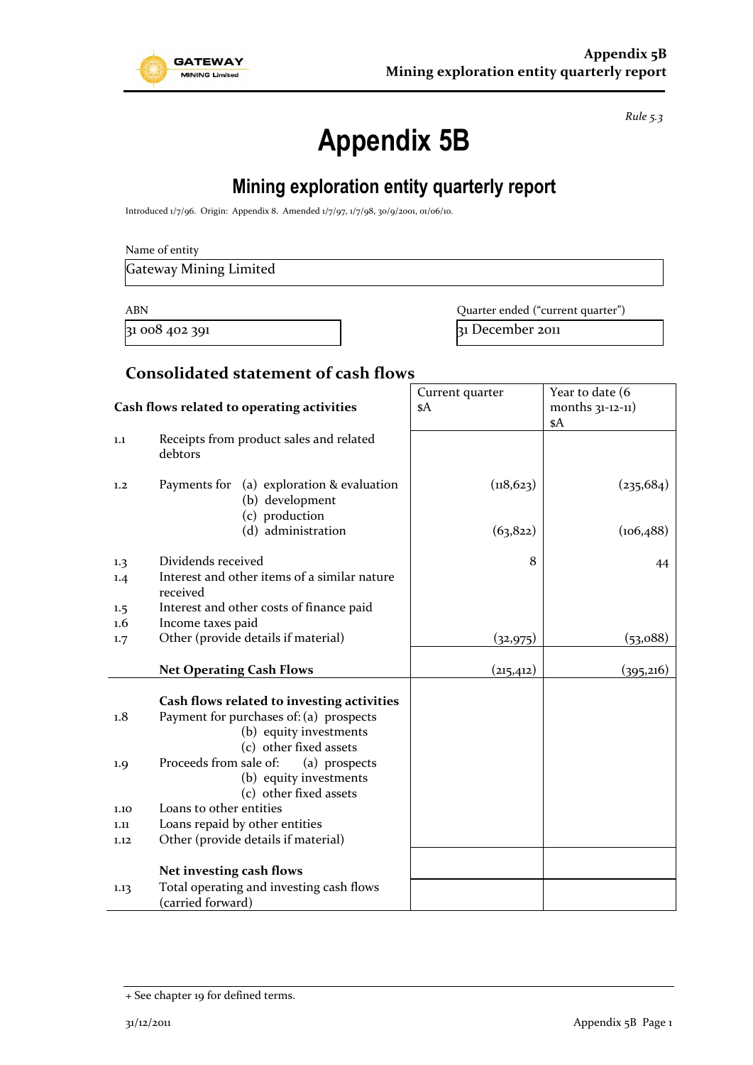*Rule 5.3*

# Appendix 5B

## Mining exploration entity quarterly report

Introduced 1/7/96. Origin: Appendix 8. Amended 1/7/97, 1/7/98, 30/9/2001, 01/06/10.

Name of entity

| Gateway Mining Limited |
|---|

| ABN | Quarter ended ("current quarter") |
|---|---|
| 31 008 402 391 | 31 December 2011 |

## Consolidated statement of cash flows

| | Cash flows related to operating activities | Current quarter $A | Year to date (6 months 31-12-11) $A |
|---|---|---|---|
| 1.1 | Receipts from product sales and related debtors | | |
| 1.2 | Payments for (a) exploration & evaluation | (118,623) | (235,684) |
| | (b) development | | |
| | (c) production | | |
| | (d) administration | (63,822) | (106,488) |
| 1.3 | Dividends received | 8 | 44 |
| 1.4 | Interest and other items of a similar nature received | | |
| 1.5 | Interest and other costs of finance paid | | |
| 1.6 | Income taxes paid | | |
| 1.7 | Other (provide details if material) | (32,975) | (53,088) |
| | **Net Operating Cash Flows** | (215,412) | (395,216) |
| | **Cash flows related to investing activities** | | |
| 1.8 | Payment for purchases of: (a) prospects | | |
| | (b) equity investments | | |
| | (c) other fixed assets | | |
| 1.9 | Proceeds from sale of: (a) prospects | | |
| | (b) equity investments | | |
| | (c) other fixed assets | | |
| 1.10 | Loans to other entities | | |
| 1.11 | Loans repaid by other entities | | |
| 1.12 | Other (provide details if material) | | |
| | **Net investing cash flows** | | |
| 1.13 | Total operating and investing cash flows (carried forward) | | |

+ See chapter 19 for defined terms.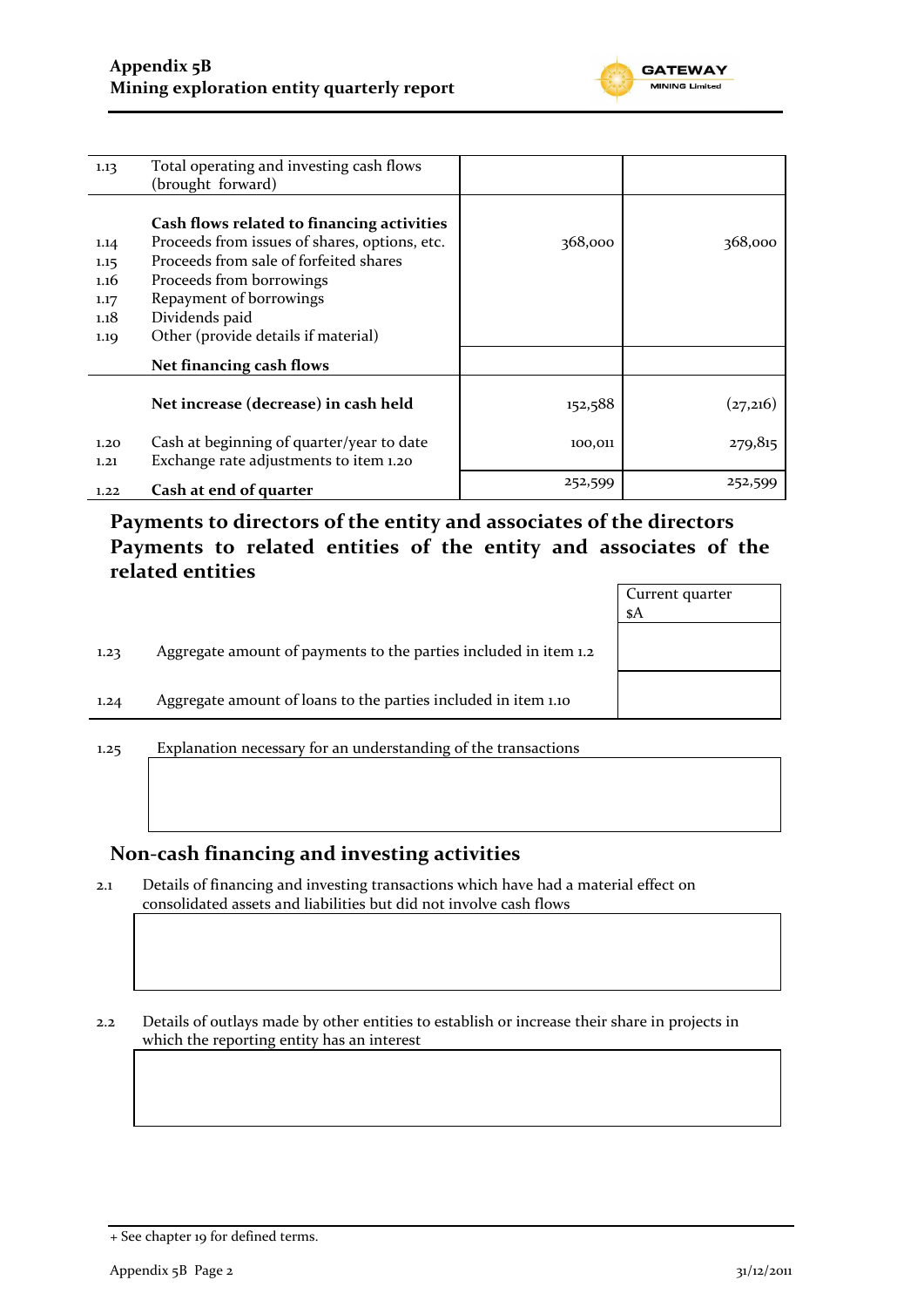| | | | |
|---|---|---|---|
| 1.13 | Total operating and investing cash flows (brought forward) | | |
| | **Cash flows related to financing activities** | | |
| 1.14 | Proceeds from issues of shares, options, etc. | 368,000 | 368,000 |
| 1.15 | Proceeds from sale of forfeited shares | | |
| 1.16 | Proceeds from borrowings | | |
| 1.17 | Repayment of borrowings | | |
| 1.18 | Dividends paid | | |
| 1.19 | Other (provide details if material) | | |
| | **Net financing cash flows** | | |
| | **Net increase (decrease) in cash held** | 152,588 | (27,216) |
| 1.20 | Cash at beginning of quarter/year to date | 100,011 | 279,815 |
| 1.21 | Exchange rate adjustments to item 1.20 | | |
| 1.22 | **Cash at end of quarter** | 252,599 | 252,599 |

## Payments to directors of the entity and associates of the directors Payments to related entities of the entity and associates of the related entities

| | | Current quarter $A |
|---|---|---|
| 1.23 | Aggregate amount of payments to the parties included in item 1.2 | |
| 1.24 | Aggregate amount of loans to the parties included in item 1.10 | |

1.25 Explanation necessary for an understanding of the transactions

## Non-cash financing and investing activities

2.1 Details of financing and investing transactions which have had a material effect on consolidated assets and liabilities but did not involve cash flows

2.2 Details of outlays made by other entities to establish or increase their share in projects in which the reporting entity has an interest

+ See chapter 19 for defined terms.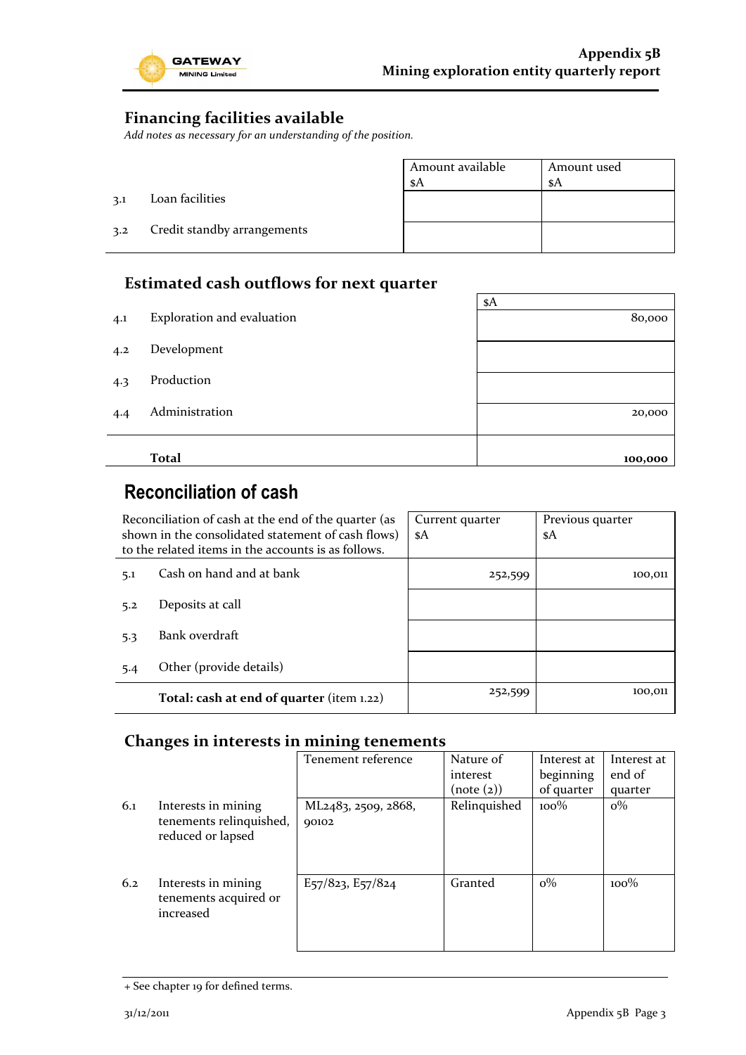## Financing facilities available

*Add notes as necessary for an understanding of the position.*

| | | Amount available $A | Amount used $A |
|---|---|---|---|
| 3.1 | Loan facilities | | |
| 3.2 | Credit standby arrangements | | |

## Estimated cash outflows for next quarter

| | | $A |
|---|---|---|
| 4.1 | Exploration and evaluation | 80,000 |
| 4.2 | Development | |
| 4.3 | Production | |
| 4.4 | Administration | 20,000 |
| | **Total** | **100,000** |

## Reconciliation of cash

| Reconciliation of cash at the end of the quarter (as shown in the consolidated statement of cash flows) to the related items in the accounts is as follows. | | Current quarter $A | Previous quarter $A |
|---|---|---|---|
| 5.1 | Cash on hand and at bank | 252,599 | 100,011 |
| 5.2 | Deposits at call | | |
| 5.3 | Bank overdraft | | |
| 5.4 | Other (provide details) | | |
| | **Total: cash at end of quarter** (item 1.22) | 252,599 | 100,011 |

## Changes in interests in mining tenements

| | | Tenement reference | Nature of interest (note (2)) | Interest at beginning of quarter | Interest at end of quarter |
|---|---|---|---|---|---|
| 6.1 | Interests in mining tenements relinquished, reduced or lapsed | ML2483, 2509, 2868, 90102 | Relinquished | 100% | 0% |
| 6.2 | Interests in mining tenements acquired or increased | E57/823, E57/824 | Granted | 0% | 100% |

+ See chapter 19 for defined terms.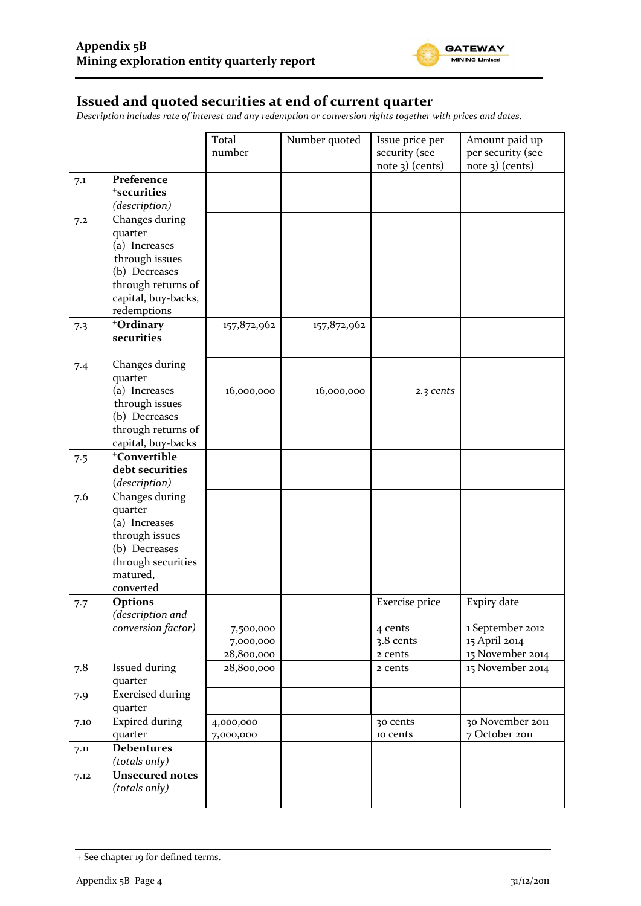## Issued and quoted securities at end of current quarter

*Description includes rate of interest and any redemption or conversion rights together with prices and dates.*

| | | Total number | Number quoted | Issue price per security (see note 3) (cents) | Amount paid up per security (see note 3) (cents) |
|---|---|---|---|---|---|
| 7.1 | **Preference +securities** *(description)* | | | | |
| 7.2 | Changes during quarter (a) Increases through issues (b) Decreases through returns of capital, buy-backs, redemptions | | | | |
| 7.3 | **+Ordinary securities** | 157,872,962 | 157,872,962 | | |
| 7.4 | Changes during quarter (a) Increases through issues (b) Decreases through returns of capital, buy-backs | 16,000,000 | 16,000,000 | *2.3 cents* | |
| 7.5 | **+Convertible debt securities** *(description)* | | | | |
| 7.6 | Changes during quarter (a) Increases through issues (b) Decreases through securities matured, converted | | | | |
| 7.7 | **Options** *(description and conversion factor)* | 7,500,000<br>7,000,000<br>28,800,000 | | Exercise price<br>4 cents<br>3.8 cents<br>2 cents | Expiry date<br>1 September 2012<br>15 April 2014<br>15 November 2014 |
| 7.8 | Issued during quarter | 28,800,000 | | 2 cents | 15 November 2014 |
| 7.9 | Exercised during quarter | | | | |
| 7.10 | Expired during quarter | 4,000,000<br>7,000,000 | | 30 cents<br>10 cents | 30 November 2011<br>7 October 2011 |
| 7.11 | **Debentures** *(totals only)* | | | | |
| 7.12 | **Unsecured notes** *(totals only)* | | | | |

+ See chapter 19 for defined terms.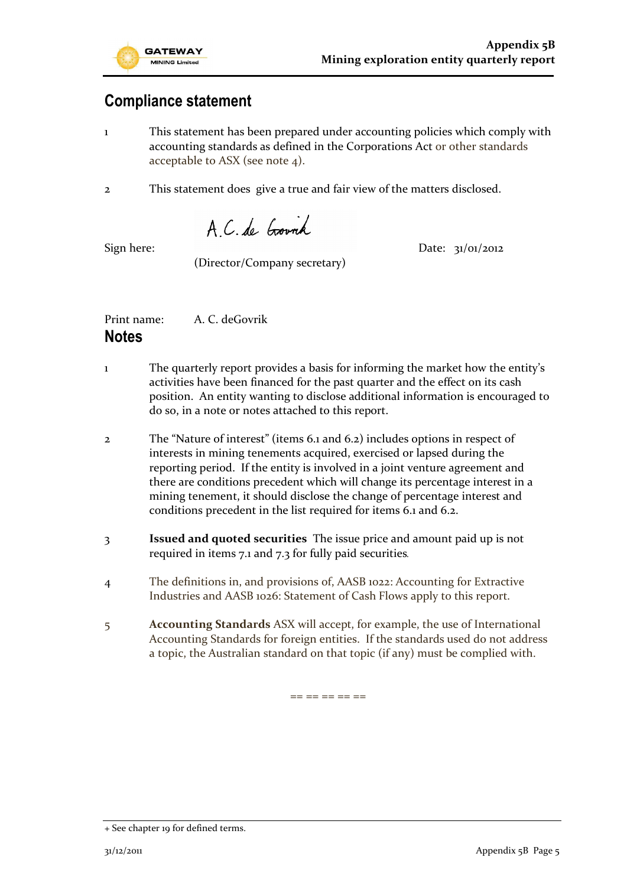## Compliance statement

1 This statement has been prepared under accounting policies which comply with accounting standards as defined in the Corporations Act or other standards acceptable to ASX (see note 4).

2 This statement does give a true and fair view of the matters disclosed.

Sign here: A.C. de Govrik (Director/Company secretary) Date: 31/01/2012

Print name: A. C. deGovrik

## Notes

1 The quarterly report provides a basis for informing the market how the entity's activities have been financed for the past quarter and the effect on its cash position. An entity wanting to disclose additional information is encouraged to do so, in a note or notes attached to this report.

2 The "Nature of interest" (items 6.1 and 6.2) includes options in respect of interests in mining tenements acquired, exercised or lapsed during the reporting period. If the entity is involved in a joint venture agreement and there are conditions precedent which will change its percentage interest in a mining tenement, it should disclose the change of percentage interest and conditions precedent in the list required for items 6.1 and 6.2.

3 **Issued and quoted securities** The issue price and amount paid up is not required in items 7.1 and 7.3 for fully paid securities.

4 The definitions in, and provisions of, AASB 1022: Accounting for Extractive Industries and AASB 1026: Statement of Cash Flows apply to this report.

5 **Accounting Standards** ASX will accept, for example, the use of International Accounting Standards for foreign entities. If the standards used do not address a topic, the Australian standard on that topic (if any) must be complied with.

== == == == ==

+ See chapter 19 for defined terms.